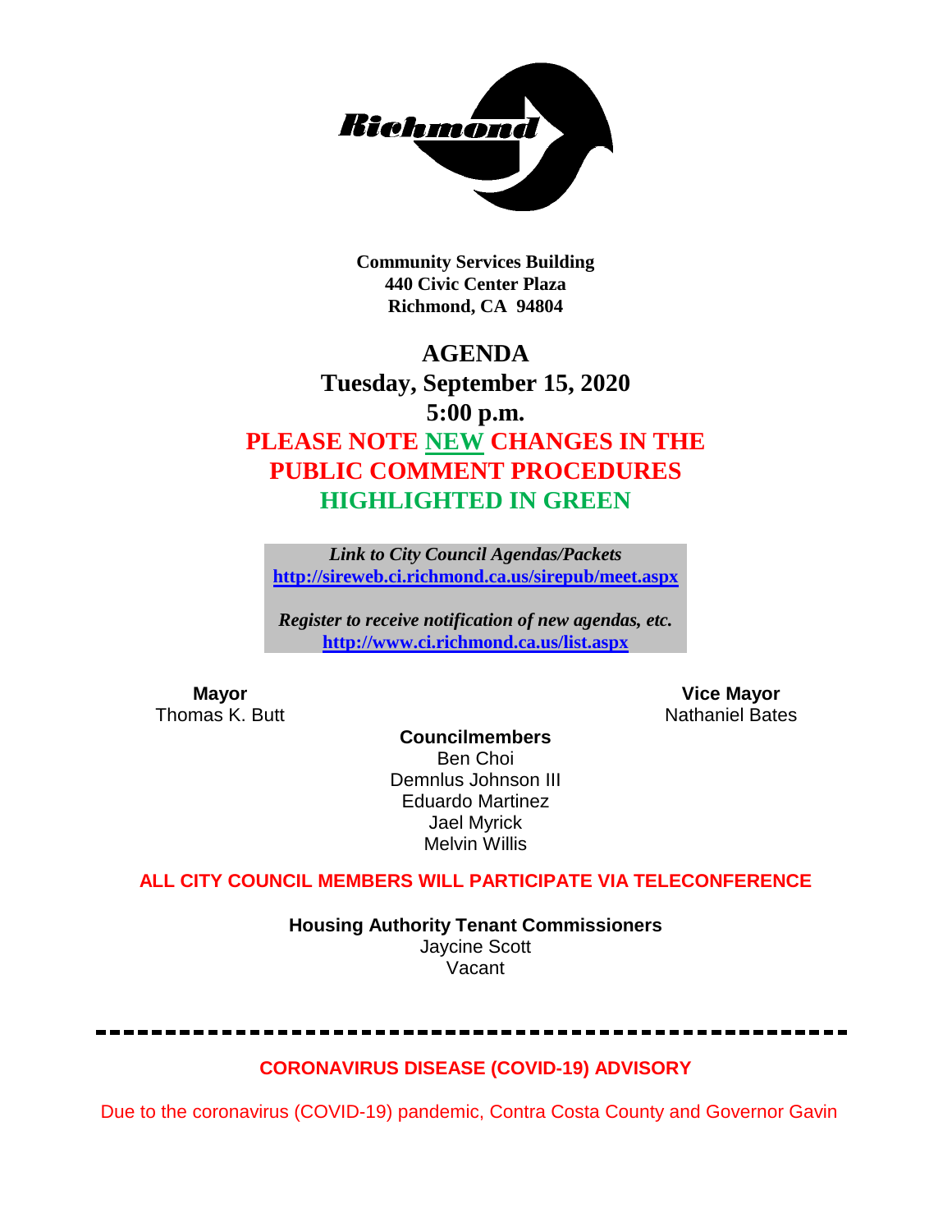**Community Services Building**
**440 Civic Center Plaza**
**Richmond, CA 94804**

# AGENDA

## Tuesday, September 15, 2020

## 5:00 p.m.

## PLEASE NOTE NEW CHANGES IN THE PUBLIC COMMENT PROCEDURES HIGHLIGHTED IN GREEN

***Link to City Council Agendas/Packets***
**http://sireweb.ci.richmond.ca.us/sirepub/meet.aspx**

***Register to receive notification of new agendas, etc.***
**http://www.ci.richmond.ca.us/list.aspx**

**Mayor**
Thomas K. Butt

**Vice Mayor**
Nathaniel Bates

**Councilmembers**
Ben Choi
Demnlus Johnson III
Eduardo Martinez
Jael Myrick
Melvin Willis

**ALL CITY COUNCIL MEMBERS WILL PARTICIPATE VIA TELECONFERENCE**

**Housing Authority Tenant Commissioners**
Jaycine Scott
Vacant

---

**CORONAVIRUS DISEASE (COVID-19) ADVISORY**

Due to the coronavirus (COVID-19) pandemic, Contra Costa County and Governor Gavin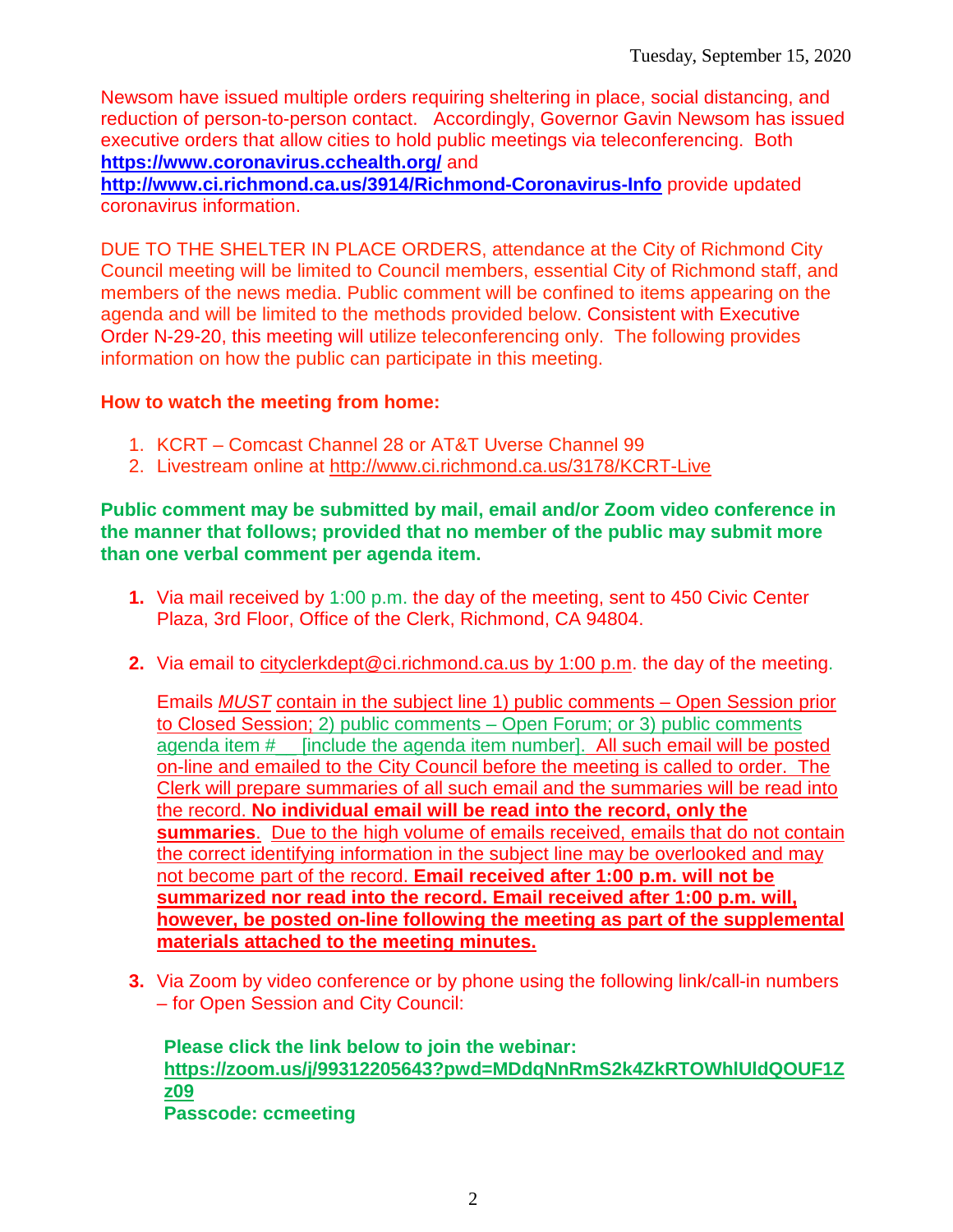Newsom have issued multiple orders requiring sheltering in place, social distancing, and reduction of person-to-person contact. Accordingly, Governor Gavin Newsom has issued executive orders that allow cities to hold public meetings via teleconferencing. Both **https://www.coronavirus.cchealth.org/** and **http://www.ci.richmond.ca.us/3914/Richmond-Coronavirus-Info** provide updated coronavirus information.

DUE TO THE SHELTER IN PLACE ORDERS, attendance at the City of Richmond City Council meeting will be limited to Council members, essential City of Richmond staff, and members of the news media. Public comment will be confined to items appearing on the agenda and will be limited to the methods provided below. Consistent with Executive Order N-29-20, this meeting will utilize teleconferencing only. The following provides information on how the public can participate in this meeting.

**How to watch the meeting from home:**

1. KCRT – Comcast Channel 28 or AT&T Uverse Channel 99
2. Livestream online at http://www.ci.richmond.ca.us/3178/KCRT-Live

**Public comment may be submitted by mail, email and/or Zoom video conference in the manner that follows; provided that no member of the public may submit more than one verbal comment per agenda item.**

1. Via mail received by 1:00 p.m. the day of the meeting, sent to 450 Civic Center Plaza, 3rd Floor, Office of the Clerk, Richmond, CA 94804.

2. Via email to cityclerkdept@ci.richmond.ca.us by 1:00 p.m. the day of the meeting.

   Emails *MUST* contain in the subject line 1) public comments – Open Session prior to Closed Session; 2) public comments – Open Forum; or 3) public comments agenda item # __ [include the agenda item number]. All such email will be posted on-line and emailed to the City Council before the meeting is called to order. The Clerk will prepare summaries of all such email and the summaries will be read into the record. **No individual email will be read into the record, only the summaries**. Due to the high volume of emails received, emails that do not contain the correct identifying information in the subject line may be overlooked and may not become part of the record. **Email received after 1:00 p.m. will not be summarized nor read into the record. Email received after 1:00 p.m. will, however, be posted on-line following the meeting as part of the supplemental materials attached to the meeting minutes.**

3. Via Zoom by video conference or by phone using the following link/call-in numbers – for Open Session and City Council:

   **Please click the link below to join the webinar:**
   **https://zoom.us/j/99312205643?pwd=MDdqNnRmS2k4ZkRTOWhlUldQOUF1Zz09**
   **Passcode: ccmeeting**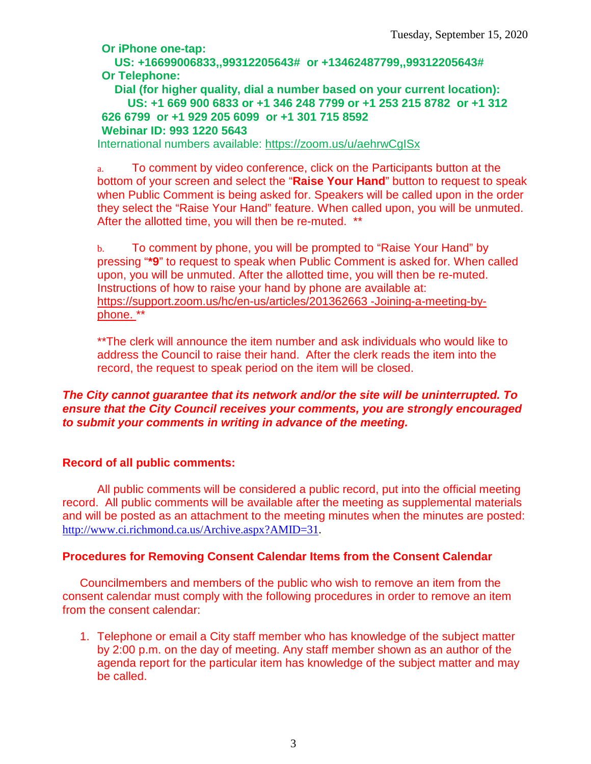**Or iPhone one-tap:**

**US: +16699006833,,99312205643# or +13462487799,,99312205643#**

**Or Telephone:**

**Dial (for higher quality, dial a number based on your current location):**

**US: +1 669 900 6833 or +1 346 248 7799 or +1 253 215 8782 or +1 312 626 6799 or +1 929 205 6099 or +1 301 715 8592**

**Webinar ID: 993 1220 5643**

International numbers available: https://zoom.us/u/aehrwCgISx

a. To comment by video conference, click on the Participants button at the bottom of your screen and select the "**Raise Your Hand**" button to request to speak when Public Comment is being asked for. Speakers will be called upon in the order they select the "Raise Your Hand" feature. When called upon, you will be unmuted. After the allotted time, you will then be re-muted. **

b. To comment by phone, you will be prompted to "Raise Your Hand" by pressing "***9**" to request to speak when Public Comment is asked for. When called upon, you will be unmuted. After the allotted time, you will then be re-muted. Instructions of how to raise your hand by phone are available at: https://support.zoom.us/hc/en-us/articles/201362663 -Joining-a-meeting-by-phone. **

**The clerk will announce the item number and ask individuals who would like to address the Council to raise their hand. After the clerk reads the item into the record, the request to speak period on the item will be closed.

***The City cannot guarantee that its network and/or the site will be uninterrupted. To ensure that the City Council receives your comments, you are strongly encouraged to submit your comments in writing in advance of the meeting.***

**Record of all public comments:**

All public comments will be considered a public record, put into the official meeting record. All public comments will be available after the meeting as supplemental materials and will be posted as an attachment to the meeting minutes when the minutes are posted: http://www.ci.richmond.ca.us/Archive.aspx?AMID=31.

**Procedures for Removing Consent Calendar Items from the Consent Calendar**

Councilmembers and members of the public who wish to remove an item from the consent calendar must comply with the following procedures in order to remove an item from the consent calendar:

1. Telephone or email a City staff member who has knowledge of the subject matter by 2:00 p.m. on the day of meeting. Any staff member shown as an author of the agenda report for the particular item has knowledge of the subject matter and may be called.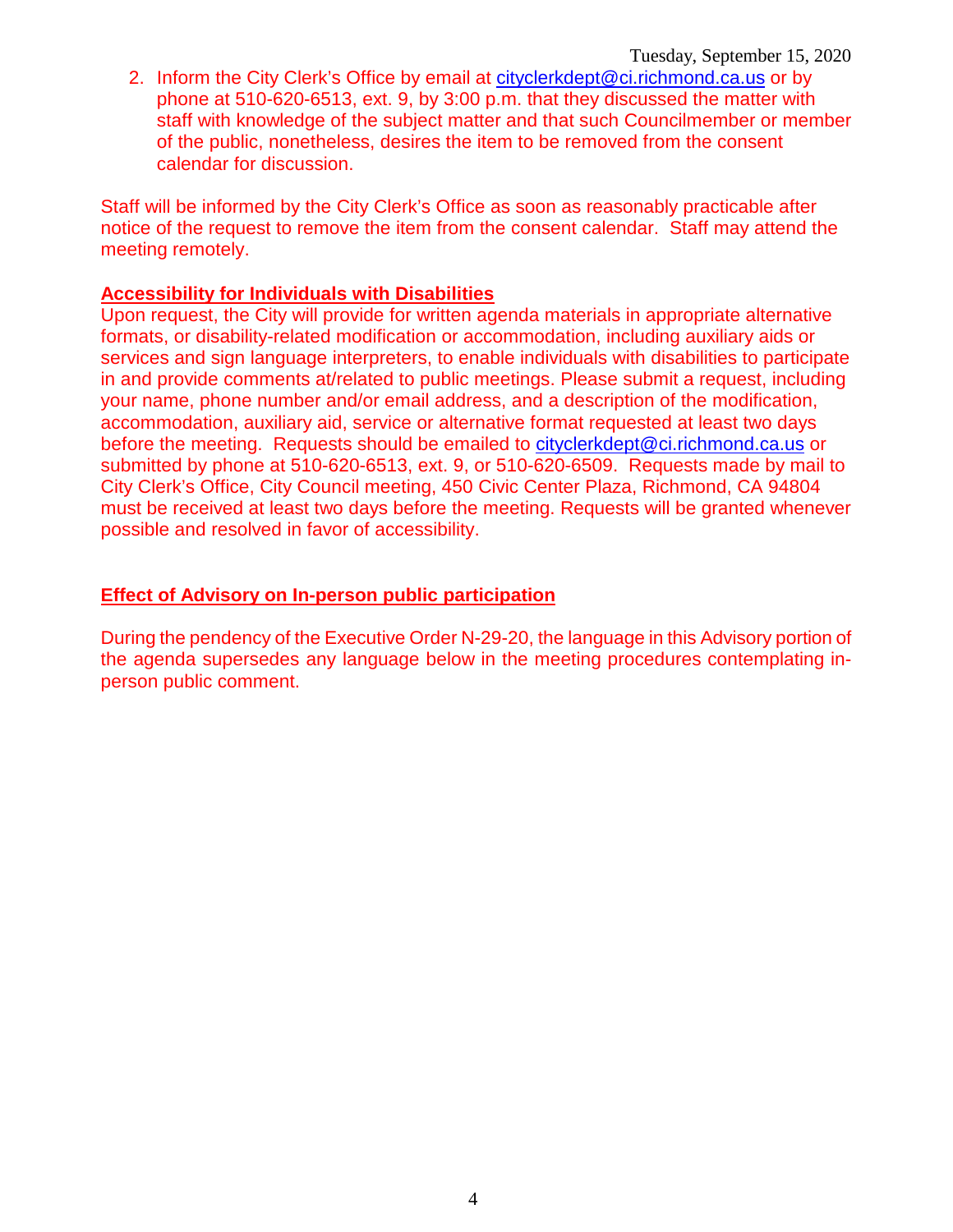2. Inform the City Clerk's Office by email at cityclerkdept@ci.richmond.ca.us or by phone at 510-620-6513, ext. 9, by 3:00 p.m. that they discussed the matter with staff with knowledge of the subject matter and that such Councilmember or member of the public, nonetheless, desires the item to be removed from the consent calendar for discussion.

Staff will be informed by the City Clerk's Office as soon as reasonably practicable after notice of the request to remove the item from the consent calendar. Staff may attend the meeting remotely.

**Accessibility for Individuals with Disabilities**

Upon request, the City will provide for written agenda materials in appropriate alternative formats, or disability-related modification or accommodation, including auxiliary aids or services and sign language interpreters, to enable individuals with disabilities to participate in and provide comments at/related to public meetings. Please submit a request, including your name, phone number and/or email address, and a description of the modification, accommodation, auxiliary aid, service or alternative format requested at least two days before the meeting. Requests should be emailed to cityclerkdept@ci.richmond.ca.us or submitted by phone at 510-620-6513, ext. 9, or 510-620-6509. Requests made by mail to City Clerk's Office, City Council meeting, 450 Civic Center Plaza, Richmond, CA 94804 must be received at least two days before the meeting. Requests will be granted whenever possible and resolved in favor of accessibility.

**Effect of Advisory on In-person public participation**

During the pendency of the Executive Order N-29-20, the language in this Advisory portion of the agenda supersedes any language below in the meeting procedures contemplating in-person public comment.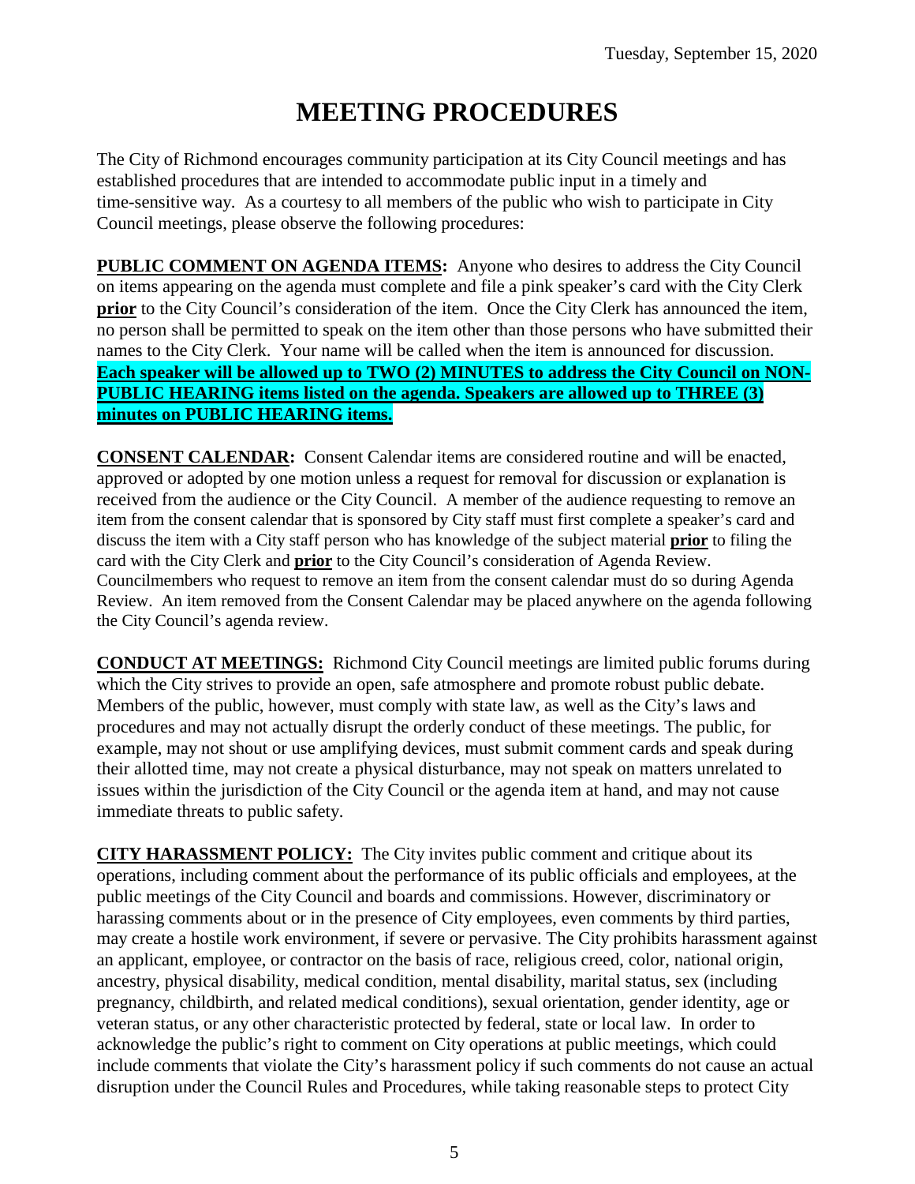# MEETING PROCEDURES

The City of Richmond encourages community participation at its City Council meetings and has established procedures that are intended to accommodate public input in a timely and time-sensitive way. As a courtesy to all members of the public who wish to participate in City Council meetings, please observe the following procedures:

**PUBLIC COMMENT ON AGENDA ITEMS:** Anyone who desires to address the City Council on items appearing on the agenda must complete and file a pink speaker's card with the City Clerk **prior** to the City Council's consideration of the item. Once the City Clerk has announced the item, no person shall be permitted to speak on the item other than those persons who have submitted their names to the City Clerk. Your name will be called when the item is announced for discussion. **Each speaker will be allowed up to TWO (2) MINUTES to address the City Council on NON-PUBLIC HEARING items listed on the agenda. Speakers are allowed up to THREE (3) minutes on PUBLIC HEARING items.**

**CONSENT CALENDAR:** Consent Calendar items are considered routine and will be enacted, approved or adopted by one motion unless a request for removal for discussion or explanation is received from the audience or the City Council. A member of the audience requesting to remove an item from the consent calendar that is sponsored by City staff must first complete a speaker's card and discuss the item with a City staff person who has knowledge of the subject material **prior** to filing the card with the City Clerk and **prior** to the City Council's consideration of Agenda Review. Councilmembers who request to remove an item from the consent calendar must do so during Agenda Review. An item removed from the Consent Calendar may be placed anywhere on the agenda following the City Council's agenda review.

**CONDUCT AT MEETINGS:** Richmond City Council meetings are limited public forums during which the City strives to provide an open, safe atmosphere and promote robust public debate. Members of the public, however, must comply with state law, as well as the City's laws and procedures and may not actually disrupt the orderly conduct of these meetings. The public, for example, may not shout or use amplifying devices, must submit comment cards and speak during their allotted time, may not create a physical disturbance, may not speak on matters unrelated to issues within the jurisdiction of the City Council or the agenda item at hand, and may not cause immediate threats to public safety.

**CITY HARASSMENT POLICY:** The City invites public comment and critique about its operations, including comment about the performance of its public officials and employees, at the public meetings of the City Council and boards and commissions. However, discriminatory or harassing comments about or in the presence of City employees, even comments by third parties, may create a hostile work environment, if severe or pervasive. The City prohibits harassment against an applicant, employee, or contractor on the basis of race, religious creed, color, national origin, ancestry, physical disability, medical condition, mental disability, marital status, sex (including pregnancy, childbirth, and related medical conditions), sexual orientation, gender identity, age or veteran status, or any other characteristic protected by federal, state or local law. In order to acknowledge the public's right to comment on City operations at public meetings, which could include comments that violate the City's harassment policy if such comments do not cause an actual disruption under the Council Rules and Procedures, while taking reasonable steps to protect City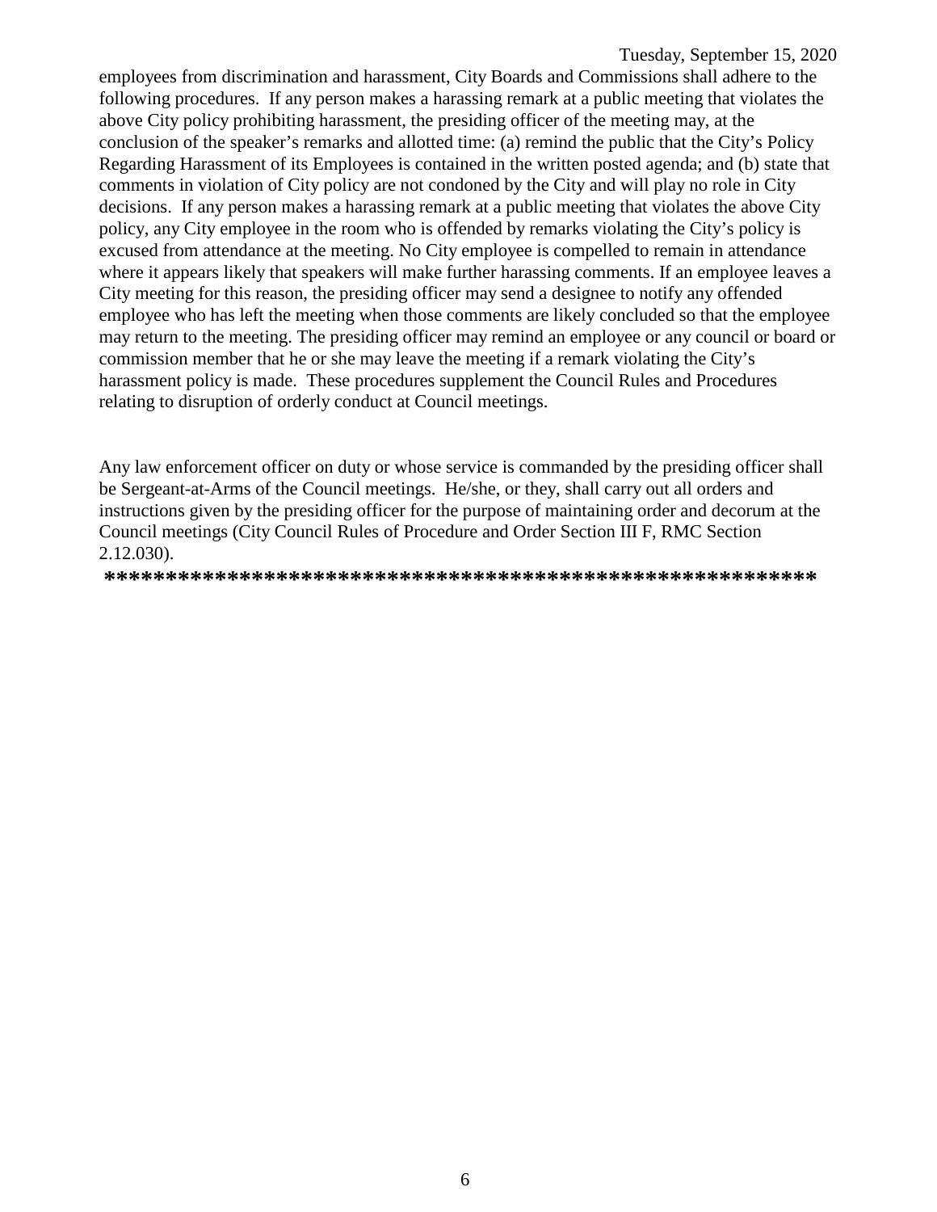employees from discrimination and harassment, City Boards and Commissions shall adhere to the following procedures. If any person makes a harassing remark at a public meeting that violates the above City policy prohibiting harassment, the presiding officer of the meeting may, at the conclusion of the speaker's remarks and allotted time: (a) remind the public that the City's Policy Regarding Harassment of its Employees is contained in the written posted agenda; and (b) state that comments in violation of City policy are not condoned by the City and will play no role in City decisions. If any person makes a harassing remark at a public meeting that violates the above City policy, any City employee in the room who is offended by remarks violating the City's policy is excused from attendance at the meeting. No City employee is compelled to remain in attendance where it appears likely that speakers will make further harassing comments. If an employee leaves a City meeting for this reason, the presiding officer may send a designee to notify any offended employee who has left the meeting when those comments are likely concluded so that the employee may return to the meeting. The presiding officer may remind an employee or any council or board or commission member that he or she may leave the meeting if a remark violating the City's harassment policy is made. These procedures supplement the Council Rules and Procedures relating to disruption of orderly conduct at Council meetings.

Any law enforcement officer on duty or whose service is commanded by the presiding officer shall be Sergeant-at-Arms of the Council meetings. He/she, or they, shall carry out all orders and instructions given by the presiding officer for the purpose of maintaining order and decorum at the Council meetings (City Council Rules of Procedure and Order Section III F, RMC Section 2.12.030).

**************************************************************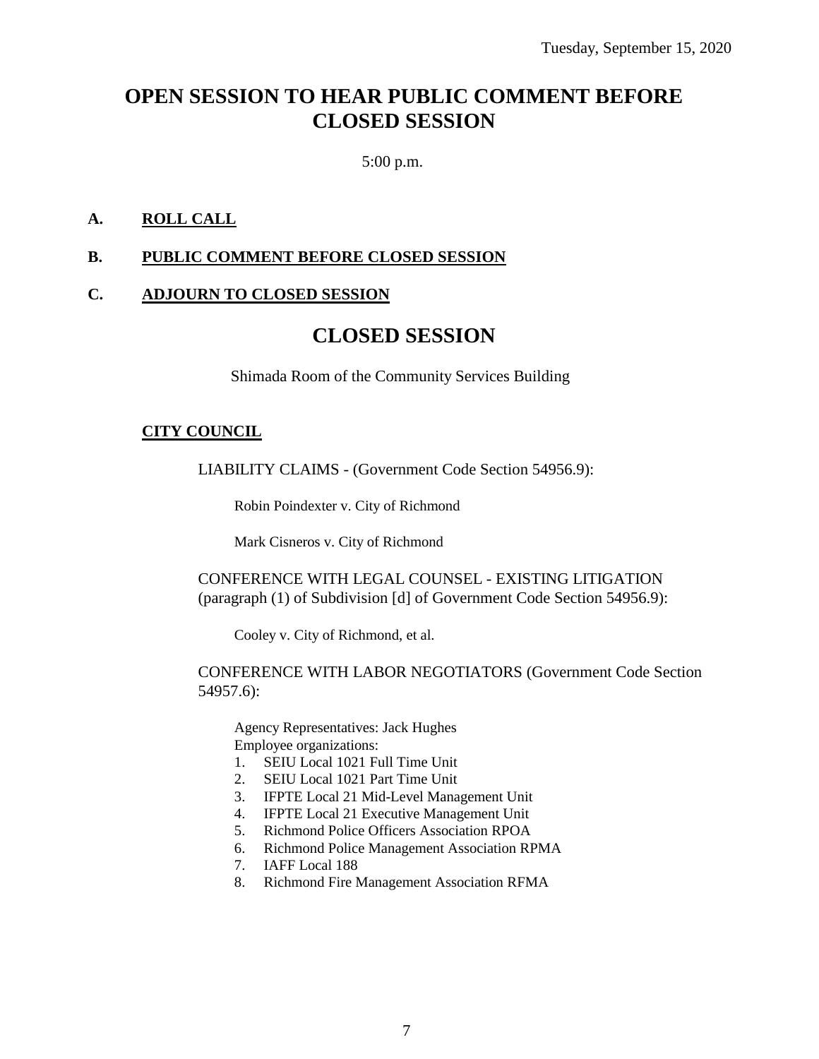Tuesday, September 15, 2020

# OPEN SESSION TO HEAR PUBLIC COMMENT BEFORE CLOSED SESSION

5:00 p.m.

**A. ROLL CALL**

**B. PUBLIC COMMENT BEFORE CLOSED SESSION**

**C. ADJOURN TO CLOSED SESSION**

# CLOSED SESSION

Shimada Room of the Community Services Building

**CITY COUNCIL**

LIABILITY CLAIMS - (Government Code Section 54956.9):

Robin Poindexter v. City of Richmond

Mark Cisneros v. City of Richmond

CONFERENCE WITH LEGAL COUNSEL - EXISTING LITIGATION (paragraph (1) of Subdivision [d] of Government Code Section 54956.9):

Cooley v. City of Richmond, et al.

CONFERENCE WITH LABOR NEGOTIATORS (Government Code Section 54957.6):

Agency Representatives: Jack Hughes
Employee organizations:

1. SEIU Local 1021 Full Time Unit
2. SEIU Local 1021 Part Time Unit
3. IFPTE Local 21 Mid-Level Management Unit
4. IFPTE Local 21 Executive Management Unit
5. Richmond Police Officers Association RPOA
6. Richmond Police Management Association RPMA
7. IAFF Local 188
8. Richmond Fire Management Association RFMA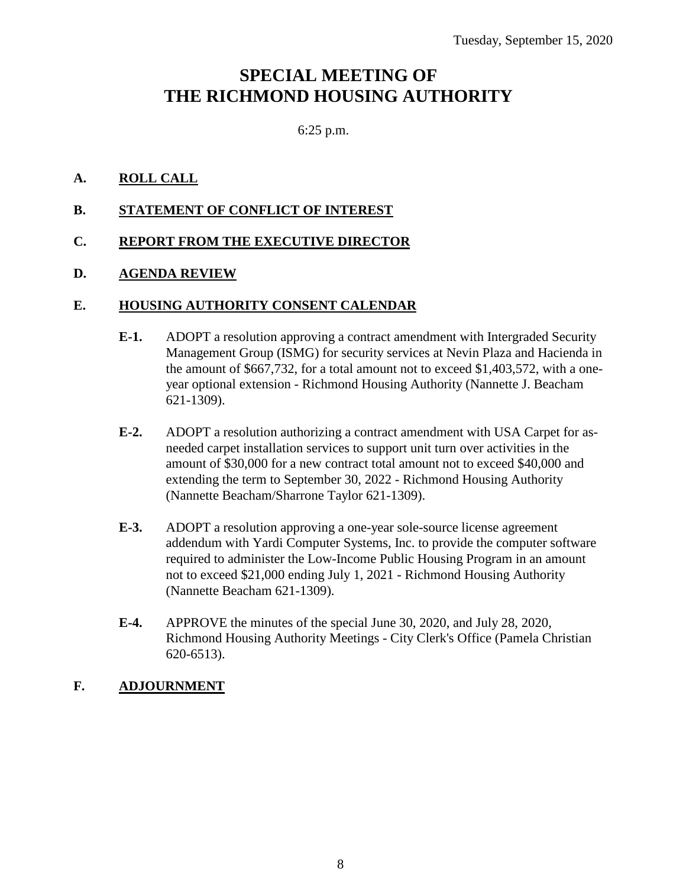Tuesday, September 15, 2020

# SPECIAL MEETING OF THE RICHMOND HOUSING AUTHORITY

6:25 p.m.

**A. ROLL CALL**

**B. STATEMENT OF CONFLICT OF INTEREST**

**C. REPORT FROM THE EXECUTIVE DIRECTOR**

**D. AGENDA REVIEW**

**E. HOUSING AUTHORITY CONSENT CALENDAR**

**E-1.** ADOPT a resolution approving a contract amendment with Intergraded Security Management Group (ISMG) for security services at Nevin Plaza and Hacienda in the amount of $667,732, for a total amount not to exceed $1,403,572, with a one-year optional extension - Richmond Housing Authority (Nannette J. Beacham 621-1309).

**E-2.** ADOPT a resolution authorizing a contract amendment with USA Carpet for as-needed carpet installation services to support unit turn over activities in the amount of $30,000 for a new contract total amount not to exceed $40,000 and extending the term to September 30, 2022 - Richmond Housing Authority (Nannette Beacham/Sharrone Taylor 621-1309).

**E-3.** ADOPT a resolution approving a one-year sole-source license agreement addendum with Yardi Computer Systems, Inc. to provide the computer software required to administer the Low-Income Public Housing Program in an amount not to exceed $21,000 ending July 1, 2021 - Richmond Housing Authority (Nannette Beacham 621-1309).

**E-4.** APPROVE the minutes of the special June 30, 2020, and July 28, 2020, Richmond Housing Authority Meetings - City Clerk's Office (Pamela Christian 620-6513).

**F. ADJOURNMENT**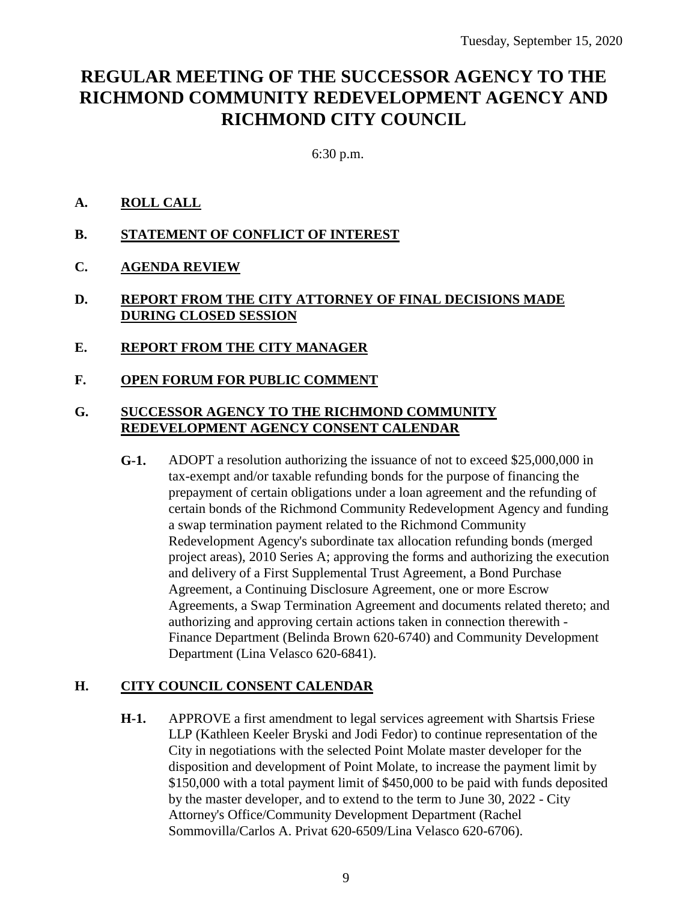Tuesday, September 15, 2020

# REGULAR MEETING OF THE SUCCESSOR AGENCY TO THE RICHMOND COMMUNITY REDEVELOPMENT AGENCY AND RICHMOND CITY COUNCIL

6:30 p.m.

## A. ROLL CALL

## B. STATEMENT OF CONFLICT OF INTEREST

## C. AGENDA REVIEW

## D. REPORT FROM THE CITY ATTORNEY OF FINAL DECISIONS MADE DURING CLOSED SESSION

## E. REPORT FROM THE CITY MANAGER

## F. OPEN FORUM FOR PUBLIC COMMENT

## G. SUCCESSOR AGENCY TO THE RICHMOND COMMUNITY REDEVELOPMENT AGENCY CONSENT CALENDAR

**G-1.** ADOPT a resolution authorizing the issuance of not to exceed $25,000,000 in tax-exempt and/or taxable refunding bonds for the purpose of financing the prepayment of certain obligations under a loan agreement and the refunding of certain bonds of the Richmond Community Redevelopment Agency and funding a swap termination payment related to the Richmond Community Redevelopment Agency's subordinate tax allocation refunding bonds (merged project areas), 2010 Series A; approving the forms and authorizing the execution and delivery of a First Supplemental Trust Agreement, a Bond Purchase Agreement, a Continuing Disclosure Agreement, one or more Escrow Agreements, a Swap Termination Agreement and documents related thereto; and authorizing and approving certain actions taken in connection therewith - Finance Department (Belinda Brown 620-6740) and Community Development Department (Lina Velasco 620-6841).

## H. CITY COUNCIL CONSENT CALENDAR

**H-1.** APPROVE a first amendment to legal services agreement with Shartsis Friese LLP (Kathleen Keeler Bryski and Jodi Fedor) to continue representation of the City in negotiations with the selected Point Molate master developer for the disposition and development of Point Molate, to increase the payment limit by $150,000 with a total payment limit of $450,000 to be paid with funds deposited by the master developer, and to extend to the term to June 30, 2022 - City Attorney's Office/Community Development Department (Rachel Sommovilla/Carlos A. Privat 620-6509/Lina Velasco 620-6706).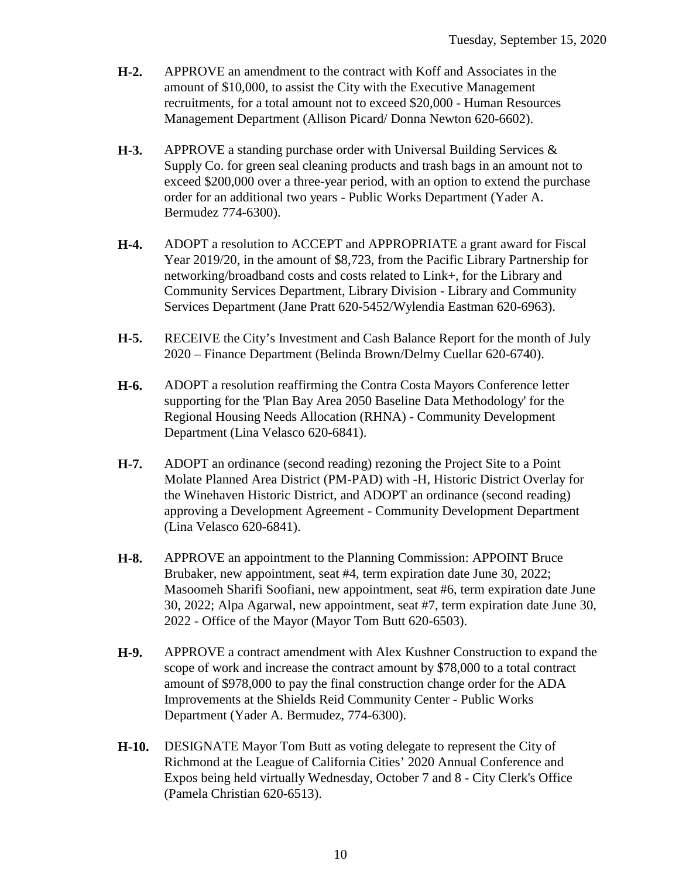**H-2.** APPROVE an amendment to the contract with Koff and Associates in the amount of $10,000, to assist the City with the Executive Management recruitments, for a total amount not to exceed $20,000 - Human Resources Management Department (Allison Picard/ Donna Newton 620-6602).

**H-3.** APPROVE a standing purchase order with Universal Building Services & Supply Co. for green seal cleaning products and trash bags in an amount not to exceed $200,000 over a three-year period, with an option to extend the purchase order for an additional two years - Public Works Department (Yader A. Bermudez 774-6300).

**H-4.** ADOPT a resolution to ACCEPT and APPROPRIATE a grant award for Fiscal Year 2019/20, in the amount of $8,723, from the Pacific Library Partnership for networking/broadband costs and costs related to Link+, for the Library and Community Services Department, Library Division - Library and Community Services Department (Jane Pratt 620-5452/Wylendia Eastman 620-6963).

**H-5.** RECEIVE the City's Investment and Cash Balance Report for the month of July 2020 – Finance Department (Belinda Brown/Delmy Cuellar 620-6740).

**H-6.** ADOPT a resolution reaffirming the Contra Costa Mayors Conference letter supporting for the 'Plan Bay Area 2050 Baseline Data Methodology' for the Regional Housing Needs Allocation (RHNA) - Community Development Department (Lina Velasco 620-6841).

**H-7.** ADOPT an ordinance (second reading) rezoning the Project Site to a Point Molate Planned Area District (PM-PAD) with -H, Historic District Overlay for the Winehaven Historic District, and ADOPT an ordinance (second reading) approving a Development Agreement - Community Development Department (Lina Velasco 620-6841).

**H-8.** APPROVE an appointment to the Planning Commission: APPOINT Bruce Brubaker, new appointment, seat #4, term expiration date June 30, 2022; Masoomeh Sharifi Soofiani, new appointment, seat #6, term expiration date June 30, 2022; Alpa Agarwal, new appointment, seat #7, term expiration date June 30, 2022 - Office of the Mayor (Mayor Tom Butt 620-6503).

**H-9.** APPROVE a contract amendment with Alex Kushner Construction to expand the scope of work and increase the contract amount by $78,000 to a total contract amount of $978,000 to pay the final construction change order for the ADA Improvements at the Shields Reid Community Center - Public Works Department (Yader A. Bermudez, 774-6300).

**H-10.** DESIGNATE Mayor Tom Butt as voting delegate to represent the City of Richmond at the League of California Cities' 2020 Annual Conference and Expos being held virtually Wednesday, October 7 and 8 - City Clerk's Office (Pamela Christian 620-6513).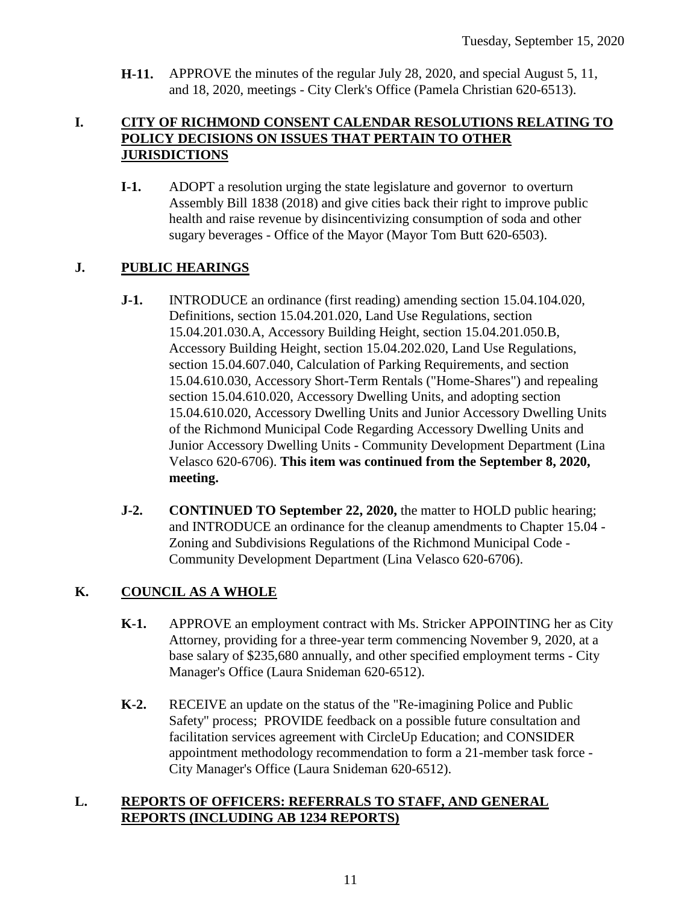**H-11.** APPROVE the minutes of the regular July 28, 2020, and special August 5, 11, and 18, 2020, meetings - City Clerk's Office (Pamela Christian 620-6513).

## I. CITY OF RICHMOND CONSENT CALENDAR RESOLUTIONS RELATING TO POLICY DECISIONS ON ISSUES THAT PERTAIN TO OTHER JURISDICTIONS

**I-1.** ADOPT a resolution urging the state legislature and governor to overturn Assembly Bill 1838 (2018) and give cities back their right to improve public health and raise revenue by disincentivizing consumption of soda and other sugary beverages - Office of the Mayor (Mayor Tom Butt 620-6503).

## J. PUBLIC HEARINGS

**J-1.** INTRODUCE an ordinance (first reading) amending section 15.04.104.020, Definitions, section 15.04.201.020, Land Use Regulations, section 15.04.201.030.A, Accessory Building Height, section 15.04.201.050.B, Accessory Building Height, section 15.04.202.020, Land Use Regulations, section 15.04.607.040, Calculation of Parking Requirements, and section 15.04.610.030, Accessory Short-Term Rentals ("Home-Shares") and repealing section 15.04.610.020, Accessory Dwelling Units, and adopting section 15.04.610.020, Accessory Dwelling Units and Junior Accessory Dwelling Units of the Richmond Municipal Code Regarding Accessory Dwelling Units and Junior Accessory Dwelling Units - Community Development Department (Lina Velasco 620-6706). **This item was continued from the September 8, 2020, meeting.**

**J-2.** **CONTINUED TO September 22, 2020,** the matter to HOLD public hearing; and INTRODUCE an ordinance for the cleanup amendments to Chapter 15.04 - Zoning and Subdivisions Regulations of the Richmond Municipal Code - Community Development Department (Lina Velasco 620-6706).

## K. COUNCIL AS A WHOLE

**K-1.** APPROVE an employment contract with Ms. Stricker APPOINTING her as City Attorney, providing for a three-year term commencing November 9, 2020, at a base salary of $235,680 annually, and other specified employment terms - City Manager's Office (Laura Snideman 620-6512).

**K-2.** RECEIVE an update on the status of the "Re-imagining Police and Public Safety" process; PROVIDE feedback on a possible future consultation and facilitation services agreement with CircleUp Education; and CONSIDER appointment methodology recommendation to form a 21-member task force - City Manager's Office (Laura Snideman 620-6512).

## L. REPORTS OF OFFICERS: REFERRALS TO STAFF, AND GENERAL REPORTS (INCLUDING AB 1234 REPORTS)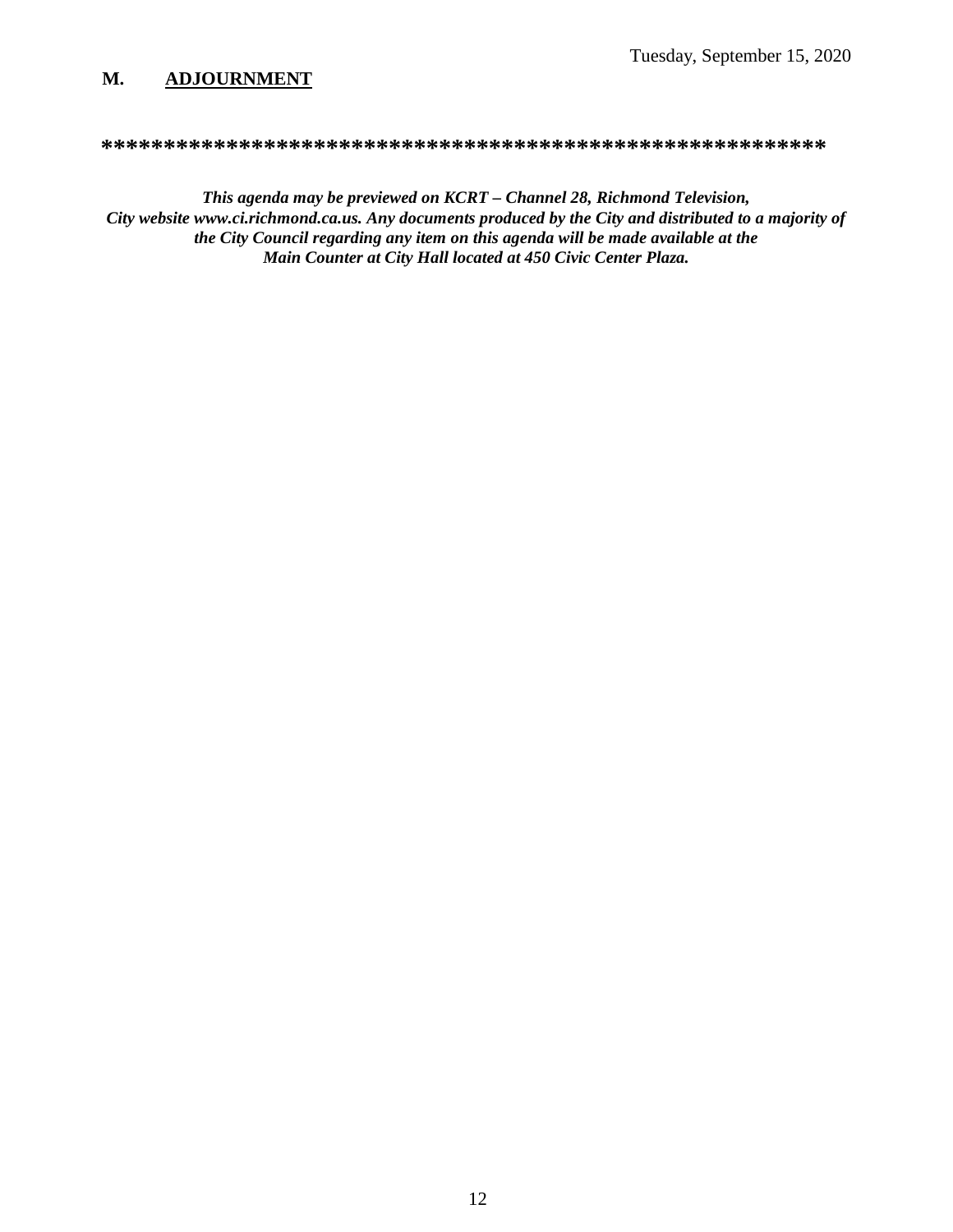## M. ADJOURNMENT

***********************************************************

***This agenda may be previewed on KCRT – Channel 28, Richmond Television, City website www.ci.richmond.ca.us. Any documents produced by the City and distributed to a majority of the City Council regarding any item on this agenda will be made available at the Main Counter at City Hall located at 450 Civic Center Plaza.***